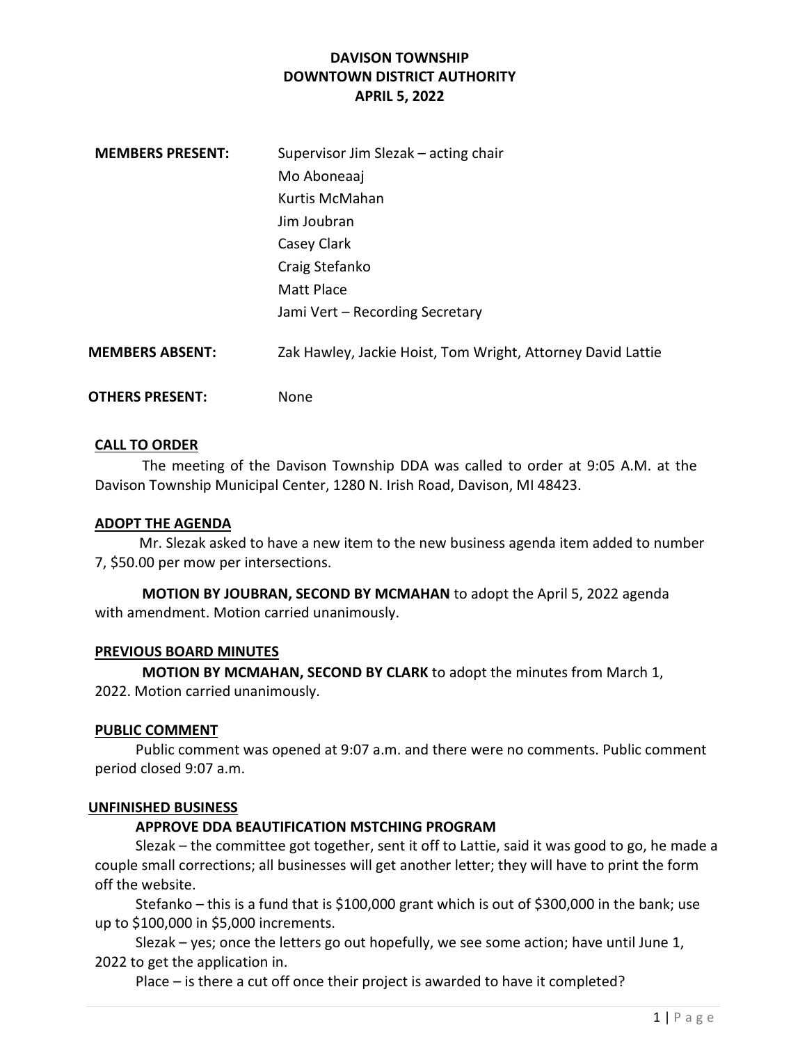**DAVISON TOWNSHIP**
**DOWNTOWN DISTRICT AUTHORITY**
**APRIL 5, 2022**

**MEMBERS PRESENT:** Supervisor Jim Slezak – acting chair
Mo Aboneaaj
Kurtis McMahan
Jim Joubran
Casey Clark
Craig Stefanko
Matt Place
Jami Vert – Recording Secretary

**MEMBERS ABSENT:** Zak Hawley, Jackie Hoist, Tom Wright, Attorney David Lattie

**OTHERS PRESENT:** None

## CALL TO ORDER

The meeting of the Davison Township DDA was called to order at 9:05 A.M. at the Davison Township Municipal Center, 1280 N. Irish Road, Davison, MI 48423.

## ADOPT THE AGENDA

Mr. Slezak asked to have a new item to the new business agenda item added to number 7, $50.00 per mow per intersections.

**MOTION BY JOUBRAN, SECOND BY MCMAHAN** to adopt the April 5, 2022 agenda with amendment. Motion carried unanimously.

## PREVIOUS BOARD MINUTES

**MOTION BY MCMAHAN, SECOND BY CLARK** to adopt the minutes from March 1, 2022. Motion carried unanimously.

## PUBLIC COMMENT

Public comment was opened at 9:07 a.m. and there were no comments. Public comment period closed 9:07 a.m.

## UNFINISHED BUSINESS

### APPROVE DDA BEAUTIFICATION MSTCHING PROGRAM

Slezak – the committee got together, sent it off to Lattie, said it was good to go, he made a couple small corrections; all businesses will get another letter; they will have to print the form off the website.

Stefanko – this is a fund that is $100,000 grant which is out of $300,000 in the bank; use up to $100,000 in $5,000 increments.

Slezak – yes; once the letters go out hopefully, we see some action; have until June 1, 2022 to get the application in.

Place – is there a cut off once their project is awarded to have it completed?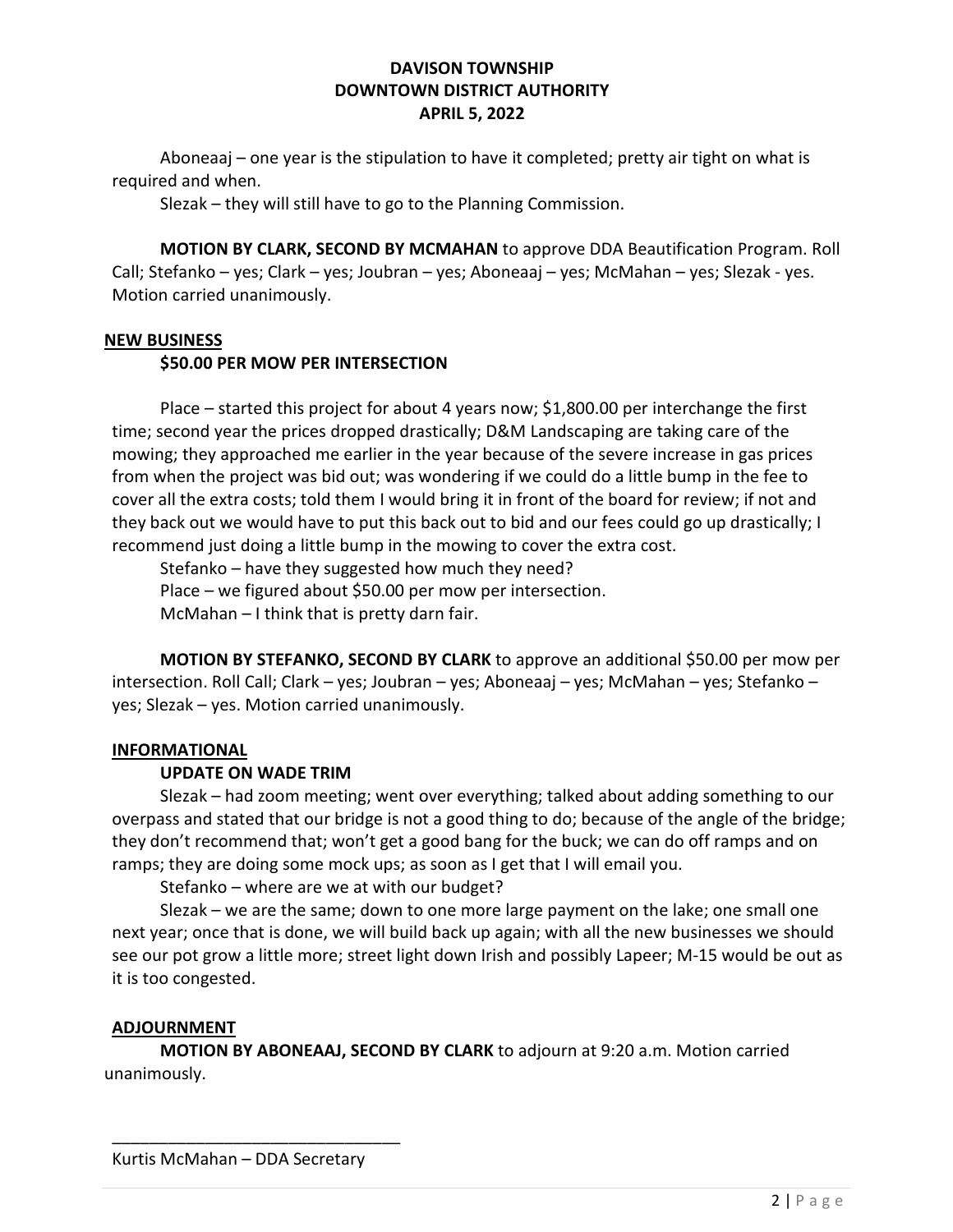**DAVISON TOWNSHIP**
**DOWNTOWN DISTRICT AUTHORITY**
**APRIL 5, 2022**

Aboneaaj – one year is the stipulation to have it completed; pretty air tight on what is required and when.

Slezak – they will still have to go to the Planning Commission.

**MOTION BY CLARK, SECOND BY MCMAHAN** to approve DDA Beautification Program. Roll Call; Stefanko – yes; Clark – yes; Joubran – yes; Aboneaaj – yes; McMahan – yes; Slezak - yes. Motion carried unanimously.

## NEW BUSINESS

### $50.00 PER MOW PER INTERSECTION

Place – started this project for about 4 years now; $1,800.00 per interchange the first time; second year the prices dropped drastically; D&M Landscaping are taking care of the mowing; they approached me earlier in the year because of the severe increase in gas prices from when the project was bid out; was wondering if we could do a little bump in the fee to cover all the extra costs; told them I would bring it in front of the board for review; if not and they back out we would have to put this back out to bid and our fees could go up drastically; I recommend just doing a little bump in the mowing to cover the extra cost.

Stefanko – have they suggested how much they need?

Place – we figured about $50.00 per mow per intersection.

McMahan – I think that is pretty darn fair.

**MOTION BY STEFANKO, SECOND BY CLARK** to approve an additional $50.00 per mow per intersection. Roll Call; Clark – yes; Joubran – yes; Aboneaaj – yes; McMahan – yes; Stefanko – yes; Slezak – yes. Motion carried unanimously.

## INFORMATIONAL

### UPDATE ON WADE TRIM

Slezak – had zoom meeting; went over everything; talked about adding something to our overpass and stated that our bridge is not a good thing to do; because of the angle of the bridge; they don't recommend that; won't get a good bang for the buck; we can do off ramps and on ramps; they are doing some mock ups; as soon as I get that I will email you.

Stefanko – where are we at with our budget?

Slezak – we are the same; down to one more large payment on the lake; one small one next year; once that is done, we will build back up again; with all the new businesses we should see our pot grow a little more; street light down Irish and possibly Lapeer; M-15 would be out as it is too congested.

## ADJOURNMENT

**MOTION BY ABONEAAJ, SECOND BY CLARK** to adjourn at 9:20 a.m. Motion carried unanimously.

\_\_\_\_\_\_\_\_\_\_\_\_\_\_\_\_\_\_\_\_\_\_\_\_\_\_\_\_\_\_\_\_

Kurtis McMahan – DDA Secretary